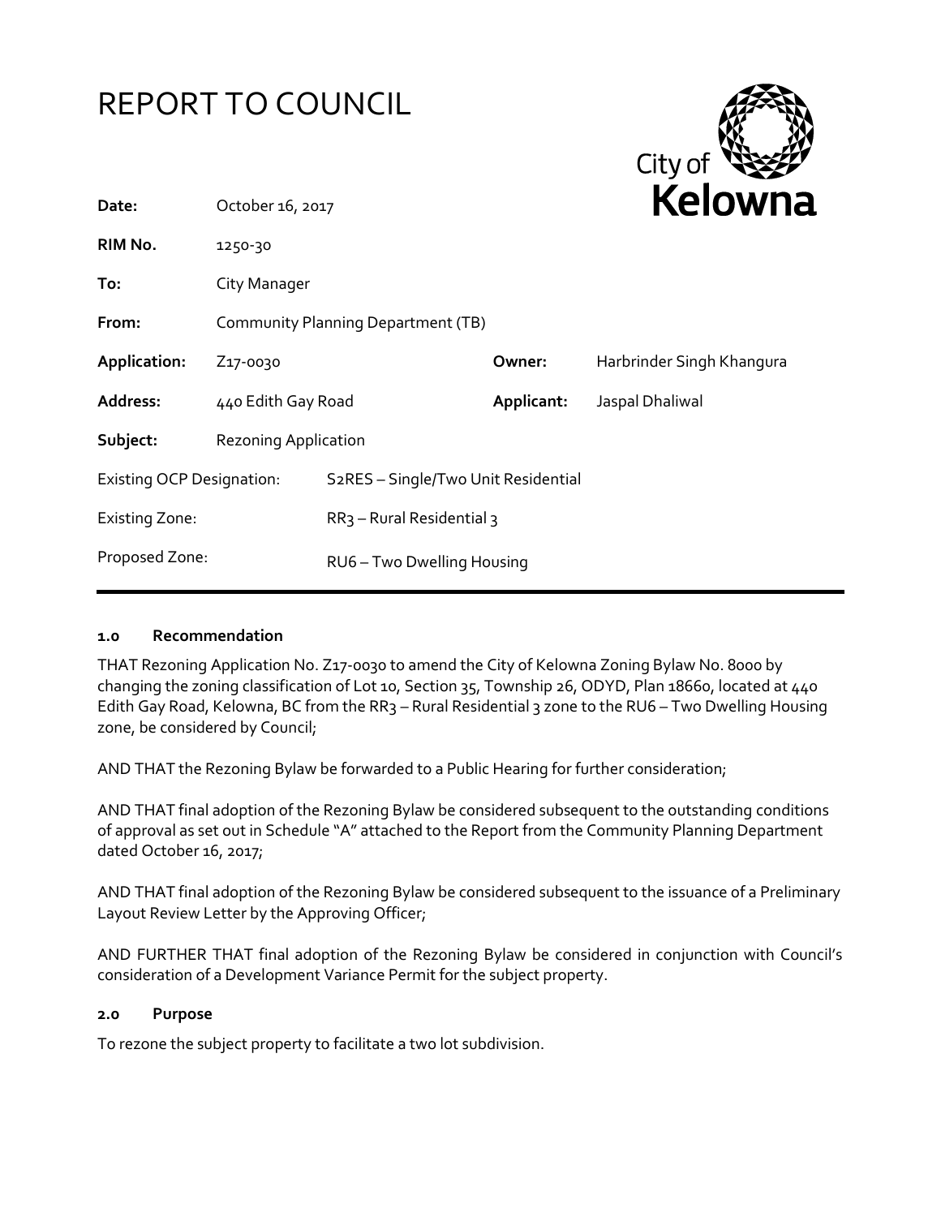# REPORT TO COUNCIL

| | | | |
|---|---|---|---|
| **Date:** | October 16, 2017 | | |
| **RIM No.** | 1250-30 | | |
| **To:** | City Manager | | |
| **From:** | Community Planning Department (TB) | | |
| **Application:** | Z17-0030 | **Owner:** | Harbrinder Singh Khangura |
| **Address:** | 440 Edith Gay Road | **Applicant:** | Jaspal Dhaliwal |
| **Subject:** | Rezoning Application | | |
| Existing OCP Designation: | S2RES – Single/Two Unit Residential | | |
| Existing Zone: | RR3 – Rural Residential 3 | | |
| Proposed Zone: | RU6 – Two Dwelling Housing | | |

## 1.0 Recommendation

THAT Rezoning Application No. Z17-0030 to amend the City of Kelowna Zoning Bylaw No. 8000 by changing the zoning classification of Lot 10, Section 35, Township 26, ODYD, Plan 18660, located at 440 Edith Gay Road, Kelowna, BC from the RR3 – Rural Residential 3 zone to the RU6 – Two Dwelling Housing zone, be considered by Council;

AND THAT the Rezoning Bylaw be forwarded to a Public Hearing for further consideration;

AND THAT final adoption of the Rezoning Bylaw be considered subsequent to the outstanding conditions of approval as set out in Schedule "A" attached to the Report from the Community Planning Department dated October 16, 2017;

AND THAT final adoption of the Rezoning Bylaw be considered subsequent to the issuance of a Preliminary Layout Review Letter by the Approving Officer;

AND FURTHER THAT final adoption of the Rezoning Bylaw be considered in conjunction with Council's consideration of a Development Variance Permit for the subject property.

## 2.0 Purpose

To rezone the subject property to facilitate a two lot subdivision.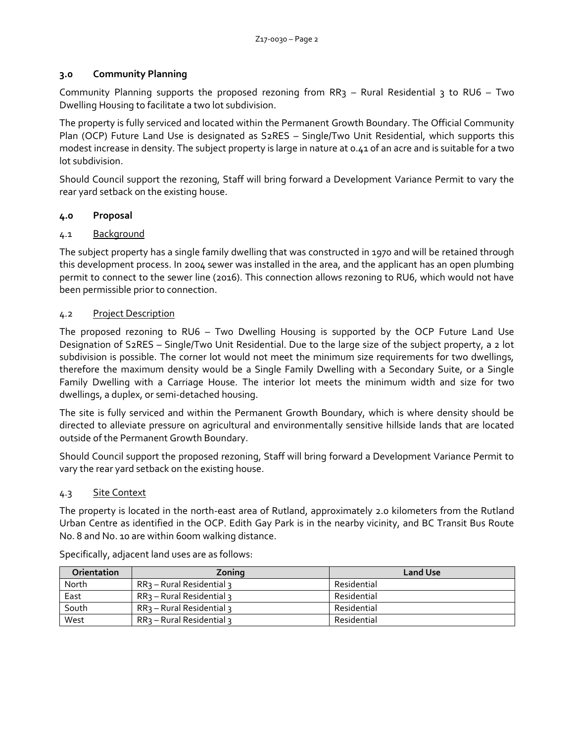## 3.0 Community Planning

Community Planning supports the proposed rezoning from RR3 – Rural Residential 3 to RU6 – Two Dwelling Housing to facilitate a two lot subdivision.

The property is fully serviced and located within the Permanent Growth Boundary. The Official Community Plan (OCP) Future Land Use is designated as S2RES – Single/Two Unit Residential, which supports this modest increase in density. The subject property is large in nature at 0.41 of an acre and is suitable for a two lot subdivision.

Should Council support the rezoning, Staff will bring forward a Development Variance Permit to vary the rear yard setback on the existing house.

## 4.0 Proposal

### 4.1 Background

The subject property has a single family dwelling that was constructed in 1970 and will be retained through this development process. In 2004 sewer was installed in the area, and the applicant has an open plumbing permit to connect to the sewer line (2016). This connection allows rezoning to RU6, which would not have been permissible prior to connection.

### 4.2 Project Description

The proposed rezoning to RU6 – Two Dwelling Housing is supported by the OCP Future Land Use Designation of S2RES – Single/Two Unit Residential. Due to the large size of the subject property, a 2 lot subdivision is possible. The corner lot would not meet the minimum size requirements for two dwellings, therefore the maximum density would be a Single Family Dwelling with a Secondary Suite, or a Single Family Dwelling with a Carriage House. The interior lot meets the minimum width and size for two dwellings, a duplex, or semi-detached housing.

The site is fully serviced and within the Permanent Growth Boundary, which is where density should be directed to alleviate pressure on agricultural and environmentally sensitive hillside lands that are located outside of the Permanent Growth Boundary.

Should Council support the proposed rezoning, Staff will bring forward a Development Variance Permit to vary the rear yard setback on the existing house.

### 4.3 Site Context

The property is located in the north-east area of Rutland, approximately 2.0 kilometers from the Rutland Urban Centre as identified in the OCP. Edith Gay Park is in the nearby vicinity, and BC Transit Bus Route No. 8 and No. 10 are within 600m walking distance.

Specifically, adjacent land uses are as follows:

| Orientation | Zoning | Land Use |
|---|---|---|
| North | RR3 – Rural Residential 3 | Residential |
| East | RR3 – Rural Residential 3 | Residential |
| South | RR3 – Rural Residential 3 | Residential |
| West | RR3 – Rural Residential 3 | Residential |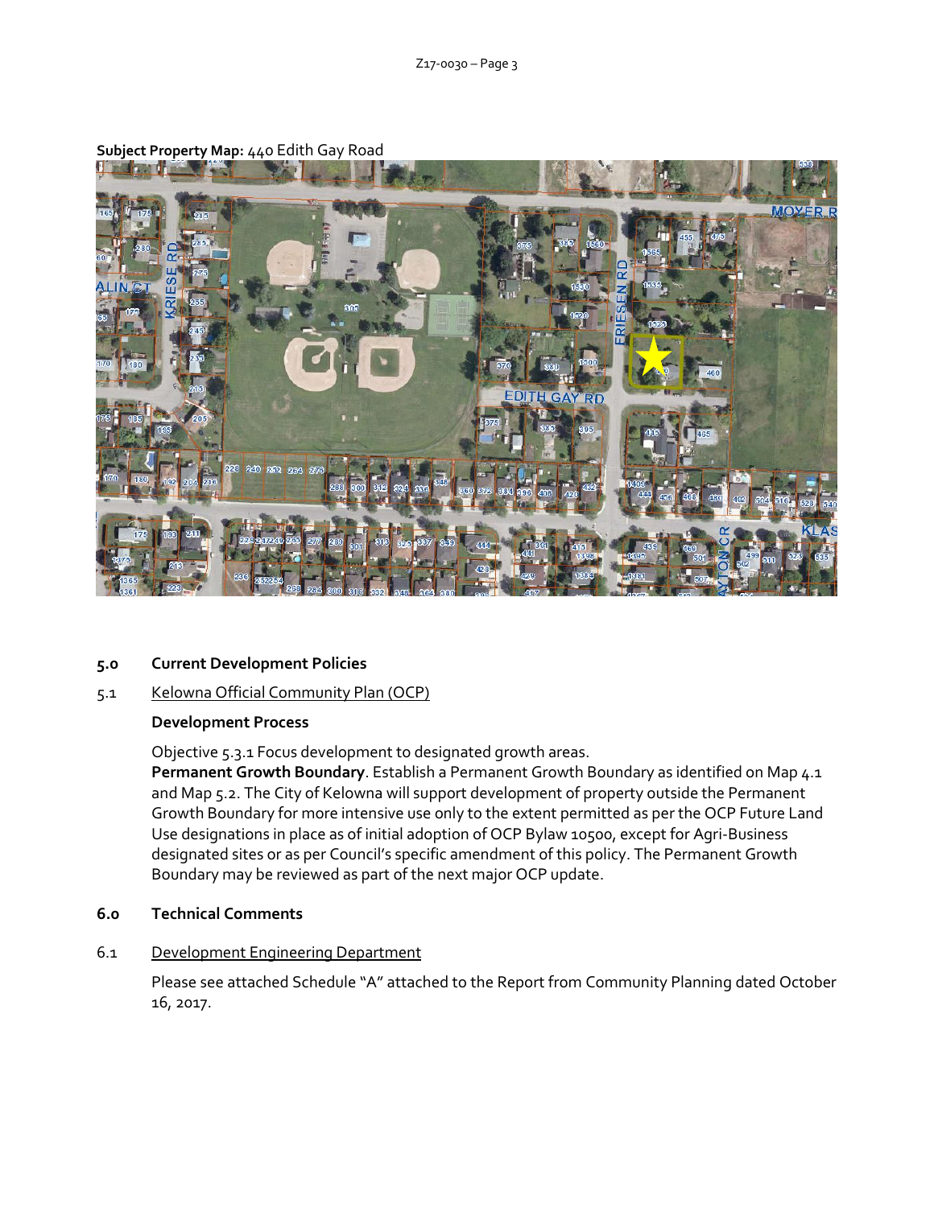**Subject Property Map:** 440 Edith Gay Road

## 5.0 Current Development Policies

### 5.1 Kelowna Official Community Plan (OCP)

**Development Process**

Objective 5.3.1 Focus development to designated growth areas.

**Permanent Growth Boundary**. Establish a Permanent Growth Boundary as identified on Map 4.1 and Map 5.2. The City of Kelowna will support development of property outside the Permanent Growth Boundary for more intensive use only to the extent permitted as per the OCP Future Land Use designations in place as of initial adoption of OCP Bylaw 10500, except for Agri-Business designated sites or as per Council's specific amendment of this policy. The Permanent Growth Boundary may be reviewed as part of the next major OCP update.

## 6.0 Technical Comments

### 6.1 Development Engineering Department

Please see attached Schedule "A" attached to the Report from Community Planning dated October 16, 2017.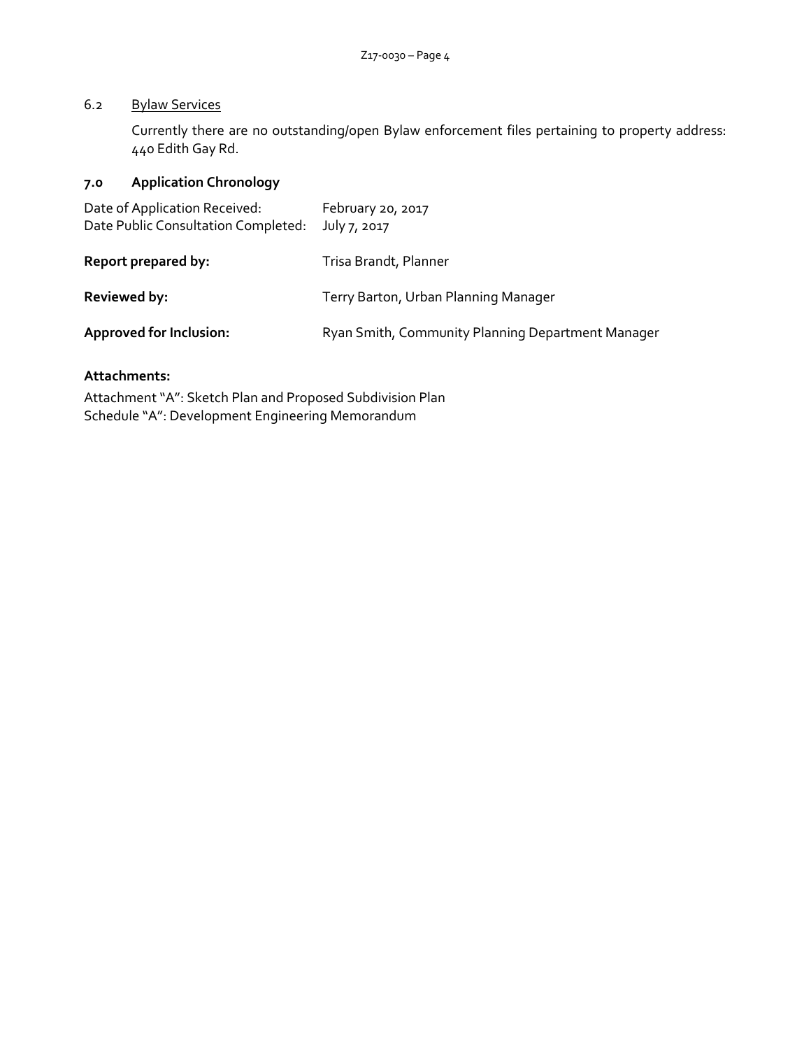### 6.2 Bylaw Services

Currently there are no outstanding/open Bylaw enforcement files pertaining to property address: 440 Edith Gay Rd.

## 7.0 Application Chronology

Date of Application Received: February 20, 2017
Date Public Consultation Completed: July 7, 2017

**Report prepared by:** Trisa Brandt, Planner

**Reviewed by:** Terry Barton, Urban Planning Manager

**Approved for Inclusion:** Ryan Smith, Community Planning Department Manager

**Attachments:**

Attachment "A": Sketch Plan and Proposed Subdivision Plan
Schedule "A": Development Engineering Memorandum